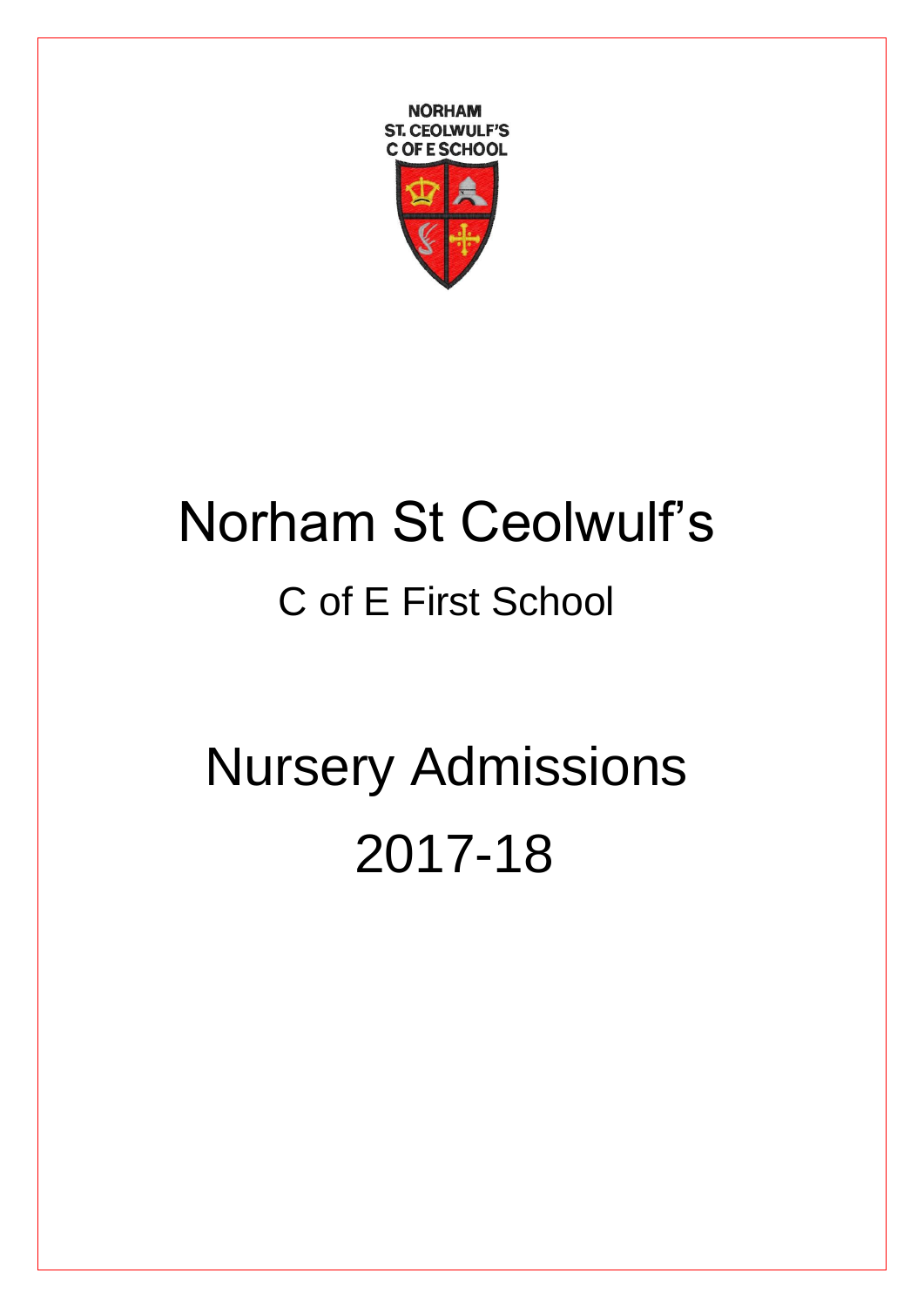# Norham St Ceolwulf's

## C of E First School

# Nursery Admissions

# 2017-18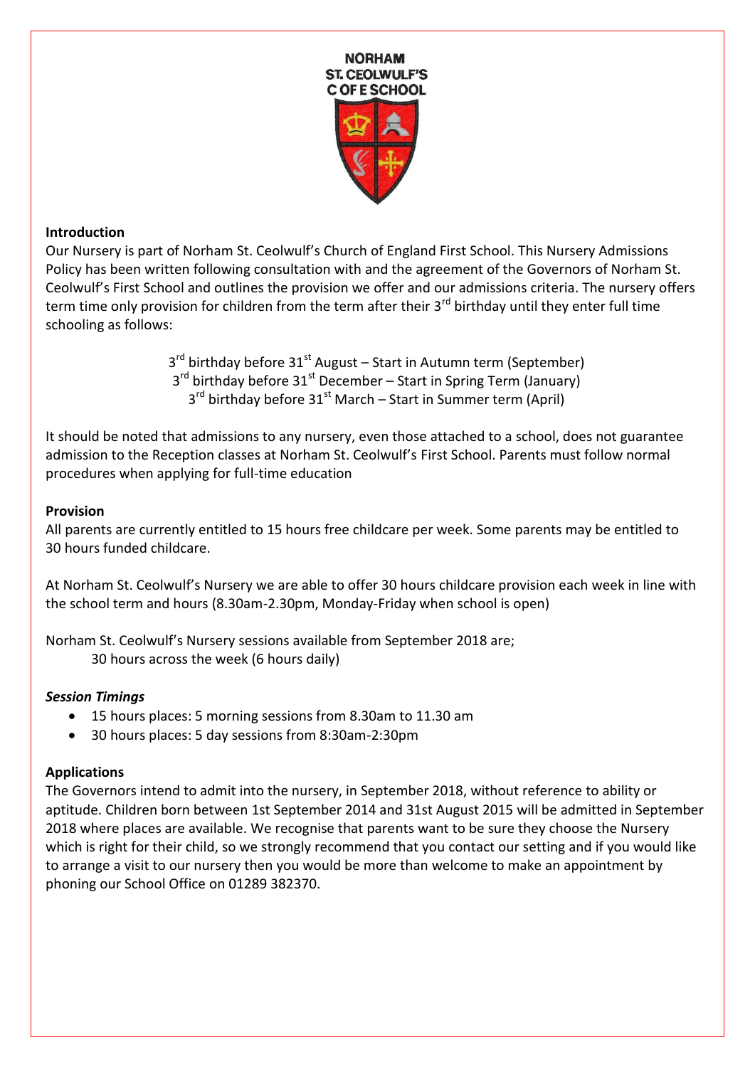NORHAM
ST. CEOLWULF'S
C OF E SCHOOL

**Introduction**

Our Nursery is part of Norham St. Ceolwulf's Church of England First School. This Nursery Admissions Policy has been written following consultation with and the agreement of the Governors of Norham St. Ceolwulf's First School and outlines the provision we offer and our admissions criteria. The nursery offers term time only provision for children from the term after their 3rd birthday until they enter full time schooling as follows:

3rd birthday before 31st August – Start in Autumn term (September)
3rd birthday before 31st December – Start in Spring Term (January)
3rd birthday before 31st March – Start in Summer term (April)

It should be noted that admissions to any nursery, even those attached to a school, does not guarantee admission to the Reception classes at Norham St. Ceolwulf's First School. Parents must follow normal procedures when applying for full-time education

**Provision**

All parents are currently entitled to 15 hours free childcare per week. Some parents may be entitled to 30 hours funded childcare.

At Norham St. Ceolwulf's Nursery we are able to offer 30 hours childcare provision each week in line with the school term and hours (8.30am-2.30pm, Monday-Friday when school is open)

Norham St. Ceolwulf's Nursery sessions available from September 2018 are;
30 hours across the week (6 hours daily)

***Session Timings***

- 15 hours places: 5 morning sessions from 8.30am to 11.30 am
- 30 hours places: 5 day sessions from 8:30am-2:30pm

**Applications**

The Governors intend to admit into the nursery, in September 2018, without reference to ability or aptitude. Children born between 1st September 2014 and 31st August 2015 will be admitted in September 2018 where places are available. We recognise that parents want to be sure they choose the Nursery which is right for their child, so we strongly recommend that you contact our setting and if you would like to arrange a visit to our nursery then you would be more than welcome to make an appointment by phoning our School Office on 01289 382370.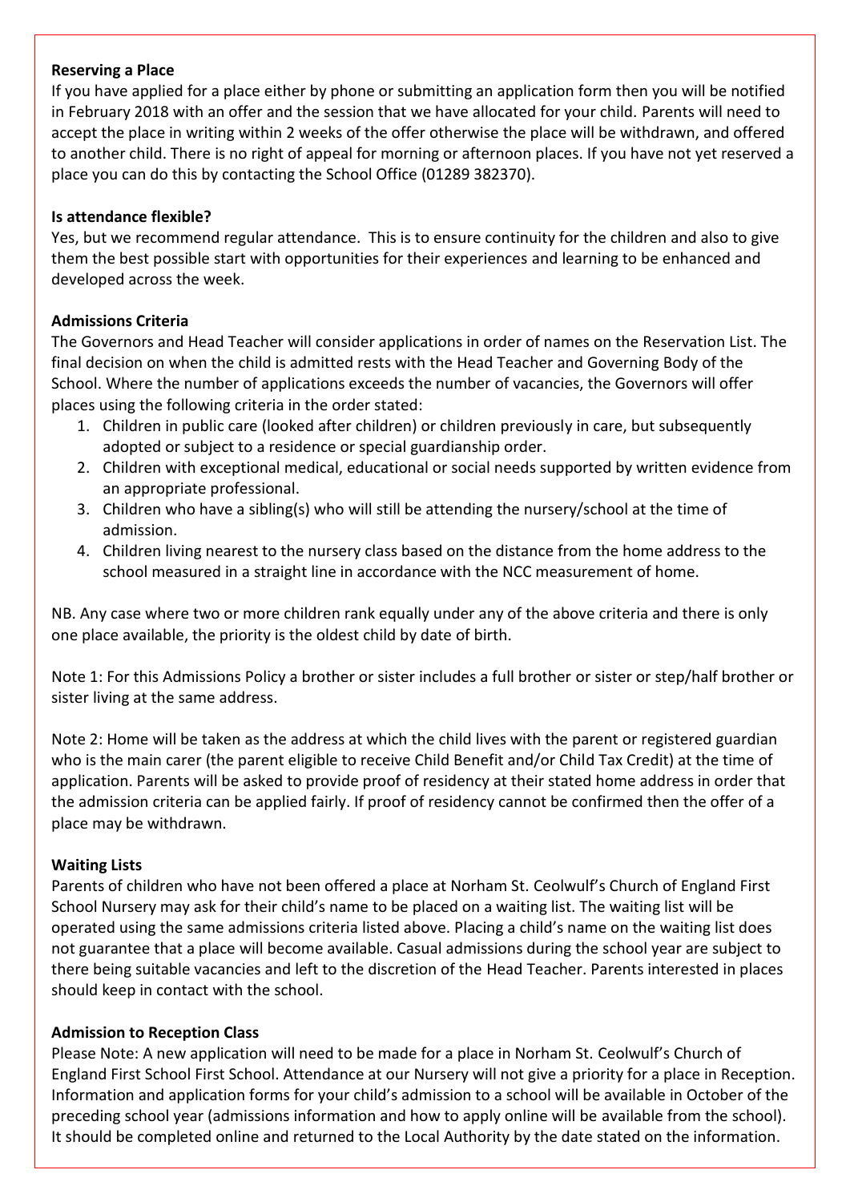**Reserving a Place**

If you have applied for a place either by phone or submitting an application form then you will be notified in February 2018 with an offer and the session that we have allocated for your child. Parents will need to accept the place in writing within 2 weeks of the offer otherwise the place will be withdrawn, and offered to another child. There is no right of appeal for morning or afternoon places. If you have not yet reserved a place you can do this by contacting the School Office (01289 382370).

**Is attendance flexible?**

Yes, but we recommend regular attendance. This is to ensure continuity for the children and also to give them the best possible start with opportunities for their experiences and learning to be enhanced and developed across the week.

**Admissions Criteria**

The Governors and Head Teacher will consider applications in order of names on the Reservation List. The final decision on when the child is admitted rests with the Head Teacher and Governing Body of the School. Where the number of applications exceeds the number of vacancies, the Governors will offer places using the following criteria in the order stated:

1. Children in public care (looked after children) or children previously in care, but subsequently adopted or subject to a residence or special guardianship order.
2. Children with exceptional medical, educational or social needs supported by written evidence from an appropriate professional.
3. Children who have a sibling(s) who will still be attending the nursery/school at the time of admission.
4. Children living nearest to the nursery class based on the distance from the home address to the school measured in a straight line in accordance with the NCC measurement of home.

NB. Any case where two or more children rank equally under any of the above criteria and there is only one place available, the priority is the oldest child by date of birth.

Note 1: For this Admissions Policy a brother or sister includes a full brother or sister or step/half brother or sister living at the same address.

Note 2: Home will be taken as the address at which the child lives with the parent or registered guardian who is the main carer (the parent eligible to receive Child Benefit and/or Child Tax Credit) at the time of application. Parents will be asked to provide proof of residency at their stated home address in order that the admission criteria can be applied fairly. If proof of residency cannot be confirmed then the offer of a place may be withdrawn.

**Waiting Lists**

Parents of children who have not been offered a place at Norham St. Ceolwulf's Church of England First School Nursery may ask for their child's name to be placed on a waiting list. The waiting list will be operated using the same admissions criteria listed above. Placing a child's name on the waiting list does not guarantee that a place will become available. Casual admissions during the school year are subject to there being suitable vacancies and left to the discretion of the Head Teacher. Parents interested in places should keep in contact with the school.

**Admission to Reception Class**

Please Note: A new application will need to be made for a place in Norham St. Ceolwulf's Church of England First School First School. Attendance at our Nursery will not give a priority for a place in Reception. Information and application forms for your child's admission to a school will be available in October of the preceding school year (admissions information and how to apply online will be available from the school). It should be completed online and returned to the Local Authority by the date stated on the information.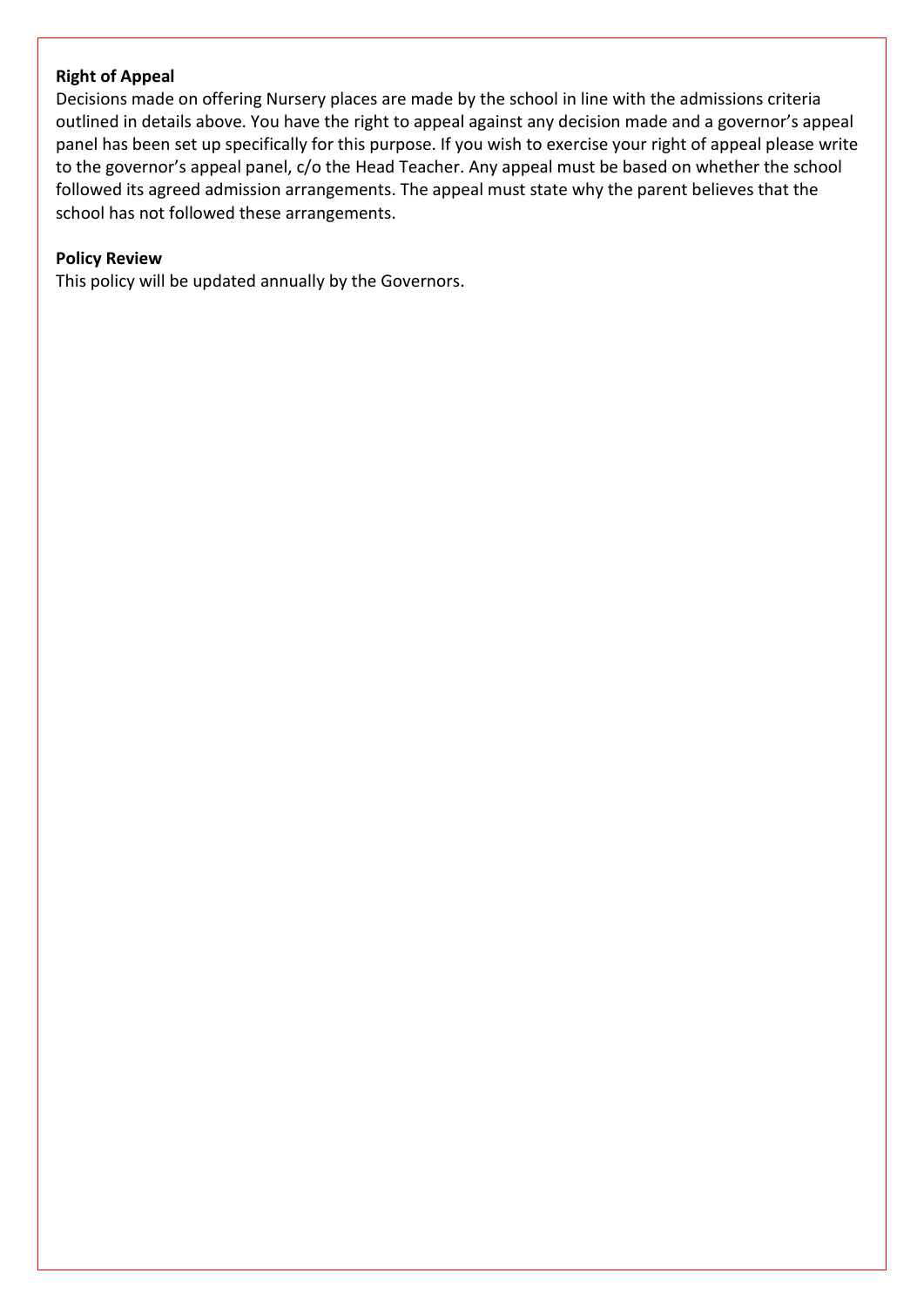**Right of Appeal**

Decisions made on offering Nursery places are made by the school in line with the admissions criteria outlined in details above. You have the right to appeal against any decision made and a governor's appeal panel has been set up specifically for this purpose. If you wish to exercise your right of appeal please write to the governor's appeal panel, c/o the Head Teacher. Any appeal must be based on whether the school followed its agreed admission arrangements. The appeal must state why the parent believes that the school has not followed these arrangements.

**Policy Review**

This policy will be updated annually by the Governors.